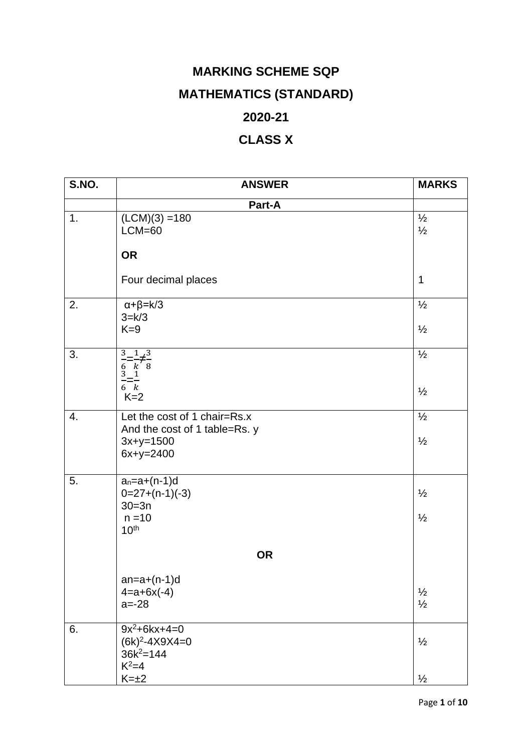# MARKING SCHEME SQP

# MATHEMATICS (STANDARD)

# 2020-21

# CLASS X

| S.NO. | ANSWER | MARKS |
|---|---|---|
| | **Part-A** | |
| 1. | (LCM)(3) =180<br>LCM=60<br><br>**OR**<br><br>Four decimal places | ½<br>½<br><br><br><br>1 |
| 2. | $\alpha+\beta=k/3$<br>$3=k/3$<br>$K=9$ | ½<br><br>½ |
| 3. | $\frac{3}{6}=\frac{1}{k}\neq\frac{3}{8}$<br>$\frac{3}{6}=\frac{1}{k}$<br>$K=2$ | ½<br><br>½ |
| 4. | Let the cost of 1 chair=Rs.x<br>And the cost of 1 table=Rs. y<br>$3x+y=1500$<br>$6x+y=2400$ | ½<br><br>½ |
| 5. | $a_n=a+(n-1)d$<br>$0=27+(n-1)(-3)$<br>$30=3n$<br>$n=10$<br>$10^{th}$<br><br>**OR**<br><br>$an=a+(n-1)d$<br>$4=a+6x(-4)$<br>$a=-28$ | <br>½<br><br>½<br><br><br><br><br><br>½<br>½ |
| 6. | $9x^2+6kx+4=0$<br>$(6k)^2-4X9X4=0$<br>$36k^2=144$<br>$K^2=4$<br>$K=\pm2$ | <br>½<br><br><br>½ |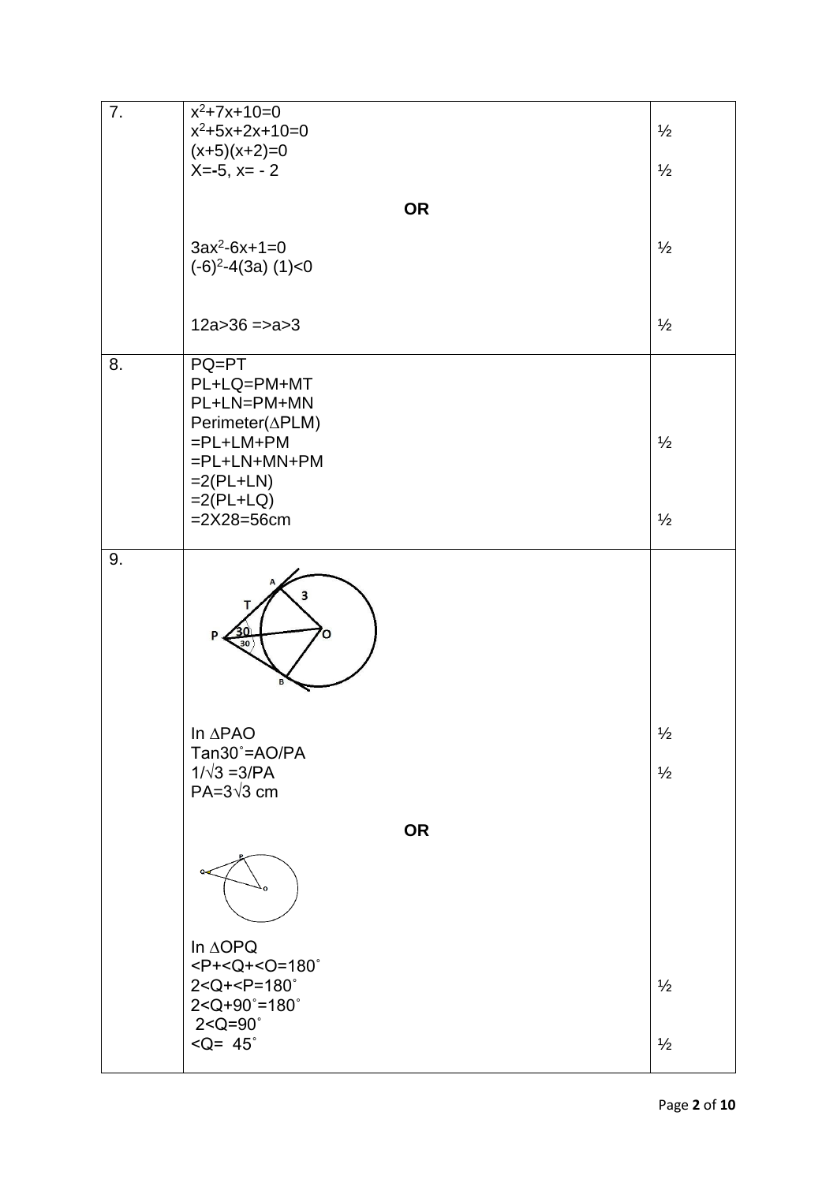| | | |
|---|---|---|
| 7. | $x^2+7x+10=0$<br>$x^2+5x+2x+10=0$<br>$(x+5)(x+2)=0$<br>$X=-5,\ x=-2$<br><br>**OR**<br><br>$3ax^2-6x+1=0$<br>$(-6)^2-4(3a)(1)<0$<br><br>$12a>36 \Rightarrow a>3$ | ½<br><br>½<br><br><br><br>½<br><br><br>½ |
| 8. | PQ=PT<br>PL+LQ=PM+MT<br>PL+LN=PM+MN<br>Perimeter(∆PLM)<br>=PL+LM+PM<br>=PL+LN+MN+PM<br>=2(PL+LN)<br>=2(PL+LQ)<br>=2X28=56cm | <br><br><br><br>½<br><br><br><br>½ |
| 9. | In ∆PAO<br>$\tan 30^\circ = AO/PA$<br>$1/\sqrt{3} = 3/PA$<br>$PA = 3\sqrt{3}$ cm<br><br>**OR**<br><br>In ∆OPQ<br>$\angle P + \angle Q + \angle O = 180^\circ$<br>$2\angle Q + \angle P = 180^\circ$<br>$2\angle Q + 90^\circ = 180^\circ$<br>$2\angle Q = 90^\circ$<br>$\angle Q = 45^\circ$ | ½<br><br>½<br><br><br><br><br><br><br>½<br><br><br>½ |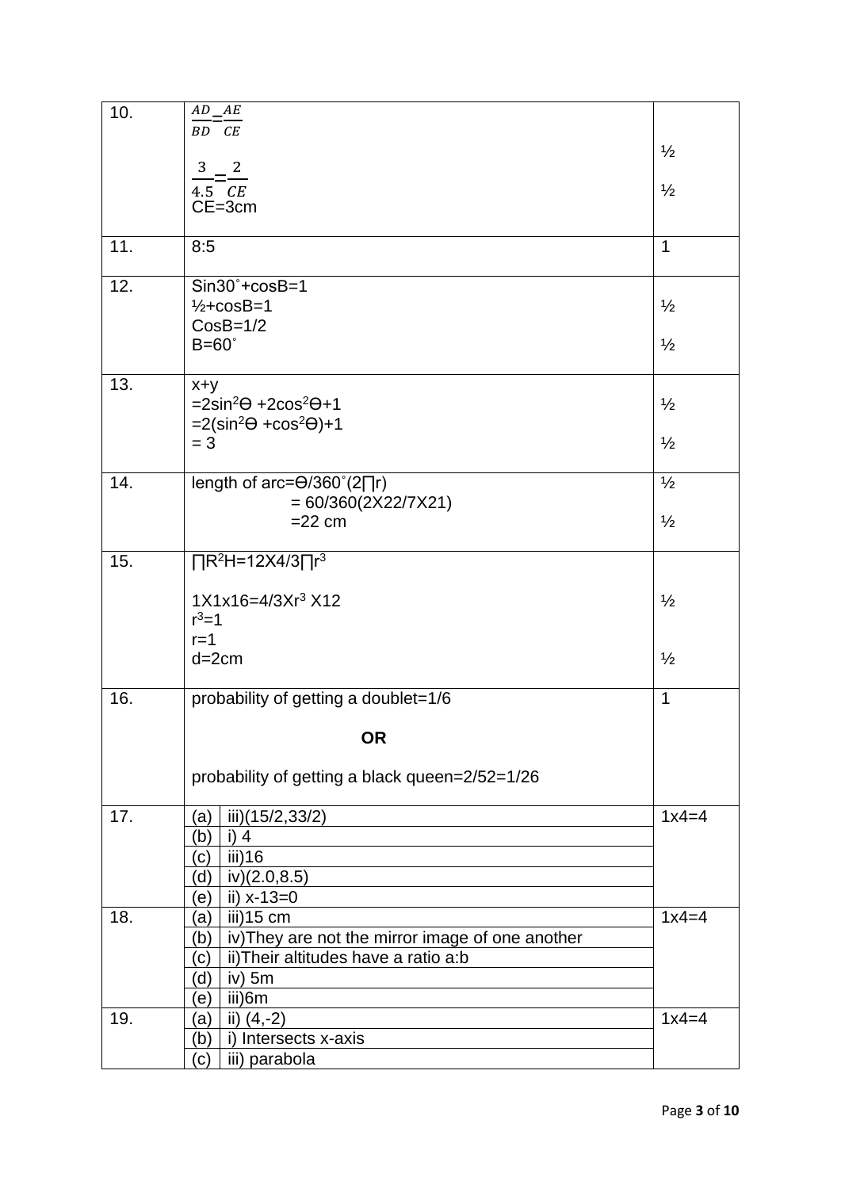| | | |
|---|---|---|
| 10. | $\frac{AD}{BD}=\frac{AE}{CE}$<br><br>$\frac{3}{4.5}=\frac{2}{CE}$<br>CE=3cm | ½<br><br>½ |
| 11. | 8:5 | 1 |
| 12. | Sin30˚+cosB=1<br>½+cosB=1<br>CosB=1/2<br>B=60˚ | ½<br><br>½ |
| 13. | x+y<br>$=2\sin^2\Theta+2\cos^2\Theta+1$<br>$=2(\sin^2\Theta+\cos^2\Theta)+1$<br>= 3 | ½<br><br>½ |
| 14. | length of arc=Ө/360˚(2∏r)<br>= 60/360(2X22/7X21)<br>=22 cm | ½<br><br>½ |
| 15. | $\prod R^2H=12X4/3\prod r^3$<br><br>$1X1x16=4/3Xr^3$ X12<br>$r^3=1$<br>r=1<br>d=2cm | ½<br><br>½ |
| 16. | probability of getting a doublet=1/6<br><br>**OR**<br><br>probability of getting a black queen=2/52=1/26 | 1 |
| 17. | (a) iii)(15/2,33/2)<br>(b) i) 4<br>(c) iii)16<br>(d) iv)(2.0,8.5)<br>(e) ii) x-13=0 | 1x4=4 |
| 18. | (a) iii)15 cm<br>(b) iv)They are not the mirror image of one another<br>(c) ii)Their altitudes have a ratio a:b<br>(d) iv) 5m<br>(e) iii)6m | 1x4=4 |
| 19. | (a) ii) (4,-2)<br>(b) i) Intersects x-axis<br>(c) iii) parabola | 1x4=4 |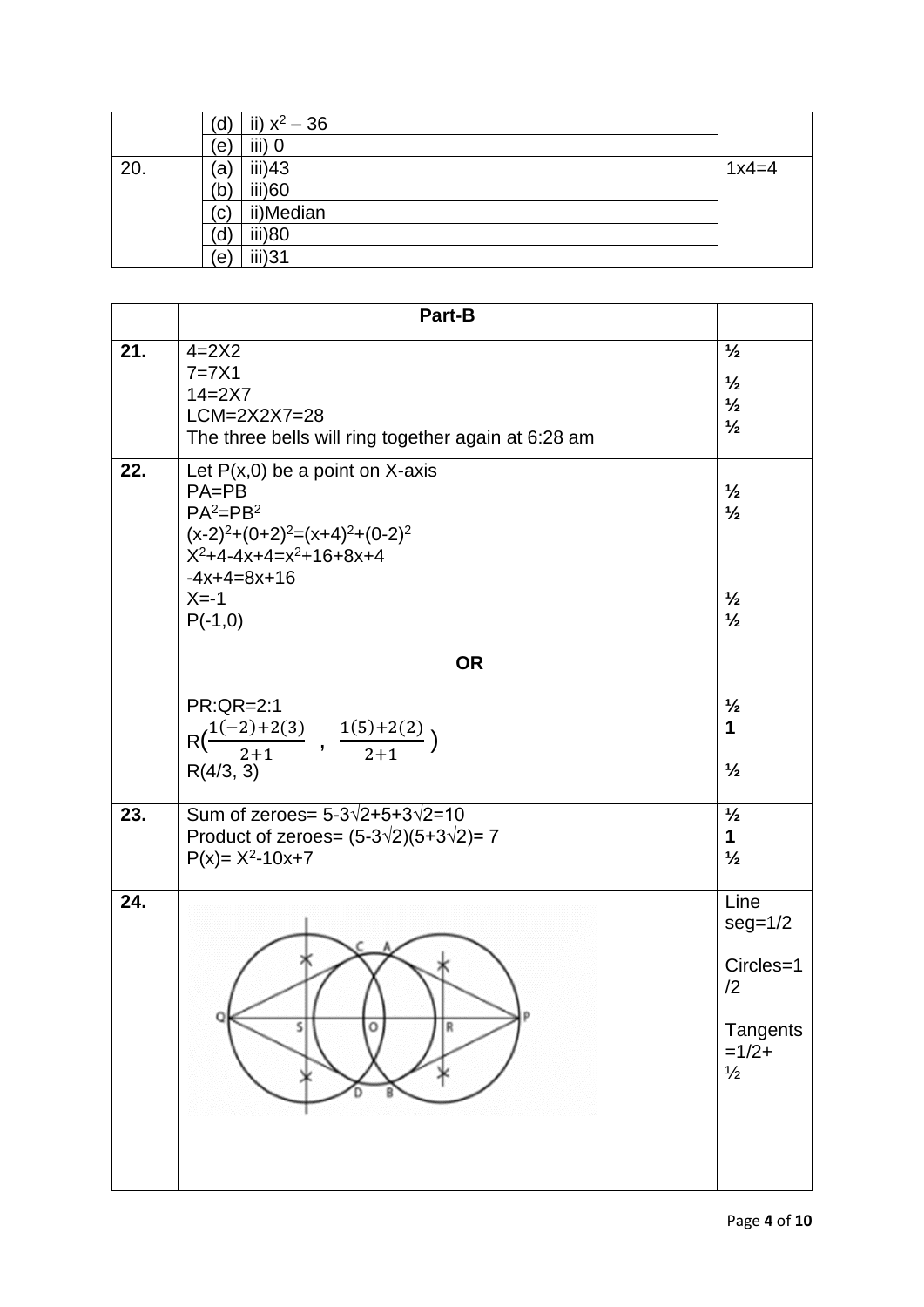|  |  |  |  |
|---|---|---|---|
|  | (d) | ii) $x^2 - 36$ |  |
|  | (e) | iii) 0 |  |
| 20. | (a) | iii)43 | 1x4=4 |
|  | (b) | iii)60 |  |
|  | (c) | ii)Median |  |
|  | (d) | iii)80 |  |
|  | (e) | iii)31 |  |

|  | **Part-B** |  |
|---|---|---|
| **21.** | 4=2X2<br>7=7X1<br>14=2X7<br>LCM=2X2X7=28<br>The three bells will ring together again at 6:28 am | **½**<br>**½**<br>**½**<br>**½** |
| **22.** | Let P(x,0) be a point on X-axis<br>PA=PB<br>$PA^2=PB^2$<br>$(x-2)^2+(0+2)^2=(x+4)^2+(0-2)^2$<br>$X^2+4-4x+4=x^2+16+8x+4$<br>$-4x+4=8x+16$<br>X=-1<br>P(-1,0)<br><br>**OR**<br><br>PR:QR=2:1<br>$R\left(\frac{1(-2)+2(3)}{2+1}, \frac{1(5)+2(2)}{2+1}\right)$<br>R(4/3, 3) | **½**<br>**½**<br><br><br><br>**½**<br>**½**<br><br><br><br>**½**<br>**1**<br>**½** |
| **23.** | Sum of zeroes= $5-3\sqrt{2}+5+3\sqrt{2}=10$<br>Product of zeroes= $(5-3\sqrt{2})(5+3\sqrt{2})= 7$<br>$P(x)= X^2-10x+7$ | **½**<br>**1**<br>**½** |
| **24.** |  | Line seg=1/2<br><br>Circles=1/2<br><br>Tangents =1/2+ ½ |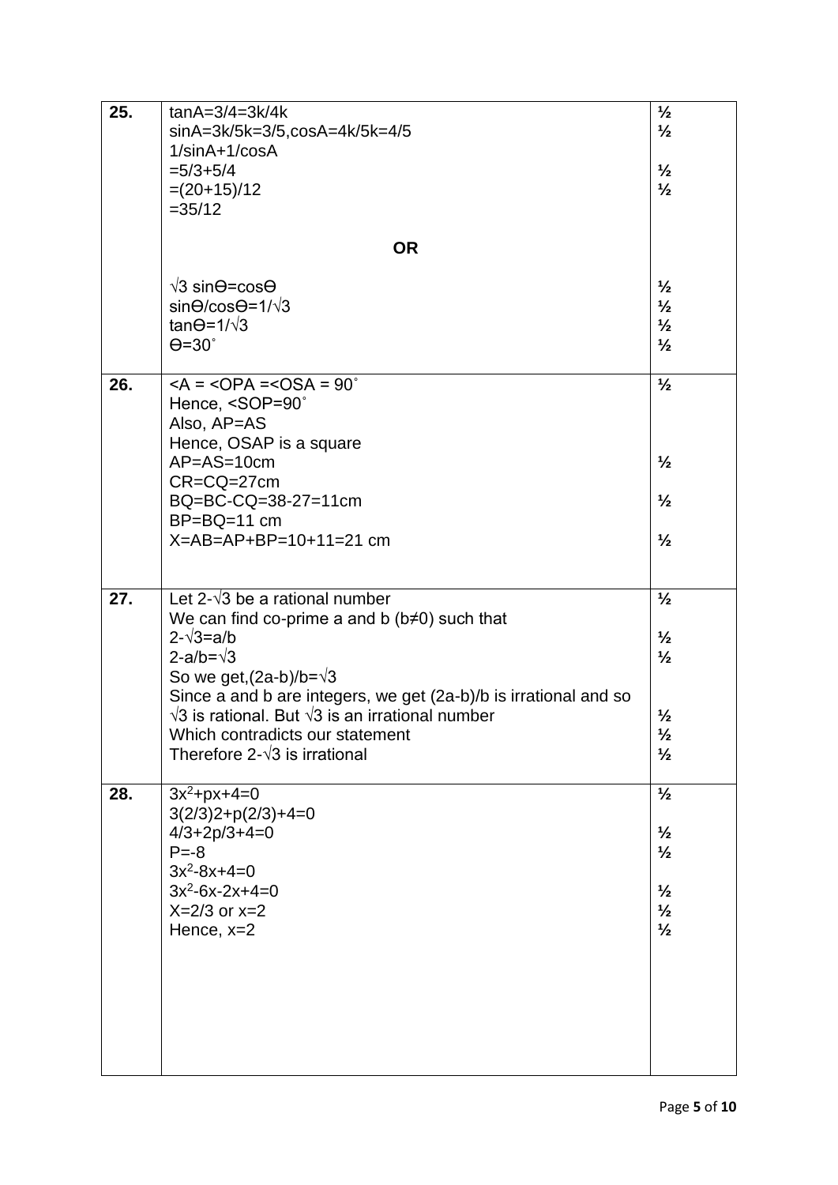| | | |
|---|---|---|
| **25.** | $\tan A=3/4=3k/4k$<br>$\sin A=3k/5k=3/5, \cos A=4k/5k=4/5$<br>$1/\sin A+1/\cos A$<br>$=5/3+5/4$<br>$=(20+15)/12$<br>$=35/12$<br><br>**OR**<br><br>$\sqrt{3}\sin\theta=\cos\theta$<br>$\sin\theta/\cos\theta=1/\sqrt{3}$<br>$\tan\theta=1/\sqrt{3}$<br>$\theta=30^\circ$ | ½<br>½<br><br>½<br>½<br><br><br><br><br>½<br>½<br>½<br>½ |
| **26.** | $\angle A = \angle OPA = \angle OSA = 90^\circ$<br>Hence, $\angle SOP=90^\circ$<br>Also, AP=AS<br>Hence, OSAP is a square<br>AP=AS=10cm<br>CR=CQ=27cm<br>BQ=BC-CQ=38-27=11cm<br>BP=BQ=11 cm<br>X=AB=AP+BP=10+11=21 cm | ½<br><br><br><br>½<br><br>½<br><br>½ |
| **27.** | Let $2-\sqrt{3}$ be a rational number<br>We can find co-prime a and b ($b\neq0$) such that<br>$2-\sqrt{3}=a/b$<br>$2-a/b=\sqrt{3}$<br>So we get, $(2a-b)/b=\sqrt{3}$<br>Since a and b are integers, we get $(2a-b)/b$ is irrational and so $\sqrt{3}$ is rational. But $\sqrt{3}$ is an irrational number<br>Which contradicts our statement<br>Therefore $2-\sqrt{3}$ is irrational | ½<br><br>½<br>½<br><br><br>½<br>½<br>½ |
| **28.** | $3x^2+px+4=0$<br>$3(2/3)2+p(2/3)+4=0$<br>$4/3+2p/3+4=0$<br>$P=-8$<br>$3x^2-8x+4=0$<br>$3x^2-6x-2x+4=0$<br>$X=2/3$ or $x=2$<br>Hence, $x=2$ | ½<br><br>½<br>½<br><br>½<br>½<br>½ |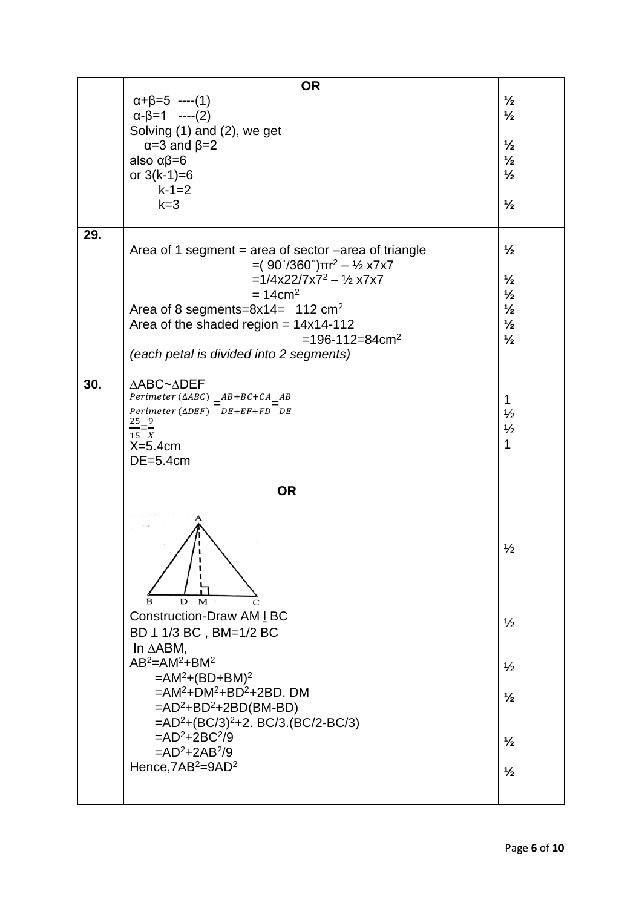| | | |
|---|---|---|
| | **OR**<br>$\alpha+\beta=5$ ----(1)<br>$\alpha-\beta=1$ ----(2)<br>Solving (1) and (2), we get<br>$\alpha=3$ and $\beta=2$<br>also $\alpha\beta=6$<br>or $3(k-1)=6$<br>$k-1=2$<br>$k=3$ | ½<br>½<br><br>½<br>½<br>½<br><br>½ |
| **29.** | Area of 1 segment = area of sector – area of triangle<br>$=(90^\circ/360^\circ)\pi r^2 - \frac{1}{2} \times 7 \times 7$<br>$=1/4 \times 22/7 \times 7^2 - \frac{1}{2} \times 7 \times 7$<br>$= 14\text{cm}^2$<br>Area of 8 segments $=8\times14= 112 \text{ cm}^2$<br>Area of the shaded region $= 14\times14-112$<br>$=196-112=84\text{cm}^2$<br>*(each petal is divided into 2 segments)* | ½<br><br>½<br>½<br>½<br>½<br>½ |
| **30.** | $\Delta ABC \sim \Delta DEF$<br>$\frac{Perimeter\ (\Delta ABC)}{Perimeter\ (\Delta DEF)} = \frac{AB+BC+CA}{DE+EF+FD} = \frac{AB}{DE}$<br>$\frac{25}{15} = \frac{9}{X}$<br>$X=5.4\text{cm}$<br>$DE=5.4\text{cm}$<br><br>**OR**<br><br>Construction-Draw $AM \perp BC$<br>$BD = 1/3\ BC$ , $BM=1/2\ BC$<br>In $\Delta ABM$,<br>$AB^2=AM^2+BM^2$<br>$=AM^2+(BD+BM)^2$<br>$=AM^2+DM^2+BD^2+2BD.\ DM$<br>$=AD^2+BD^2+2BD(BM-BD)$<br>$=AD^2+(BC/3)^2+2.\ BC/3.(BC/2-BC/3)$<br>$=AD^2+2BC^2/9$<br>$=AD^2+2AB^2/9$<br>Hence, $7AB^2=9AD^2$ | 1<br>½<br>½<br>1<br><br><br><br>½<br><br>½<br><br>½<br><br>½<br><br>½<br><br>½ |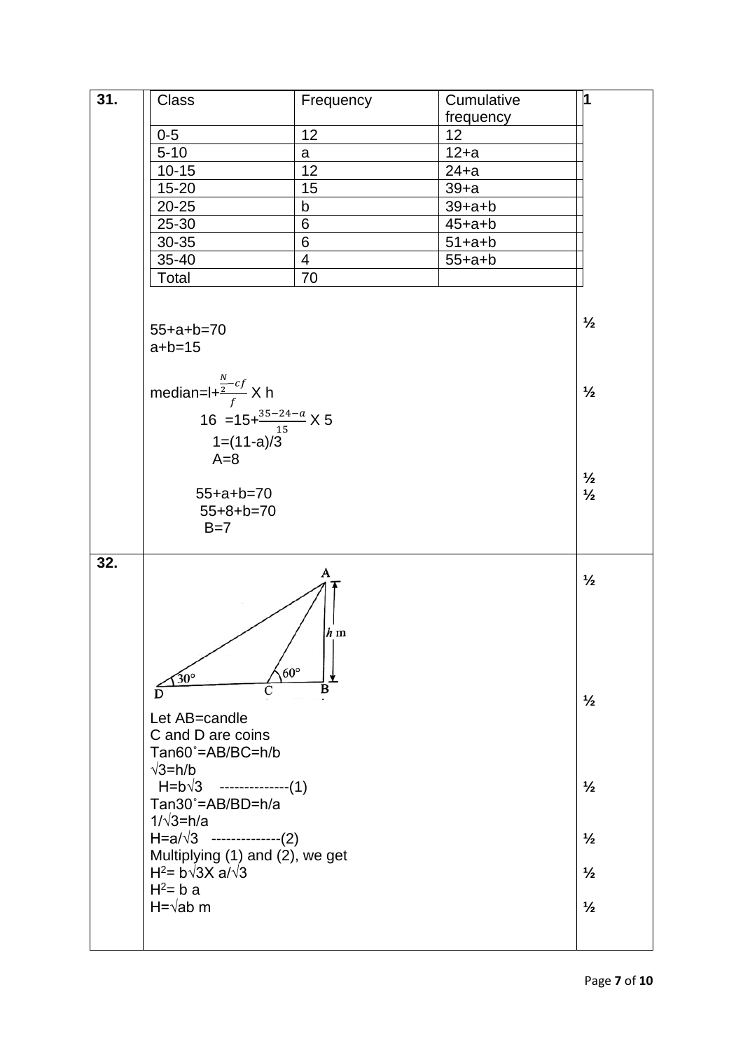**31.**

| Class | Frequency | Cumulative frequency |
|---|---|---|
| 0-5 | 12 | 12 |
| 5-10 | a | 12+a |
| 10-15 | 12 | 24+a |
| 15-20 | 15 | 39+a |
| 20-25 | b | 39+a+b |
| 25-30 | 6 | 45+a+b |
| 30-35 | 6 | 51+a+b |
| 35-40 | 4 | 55+a+b |
| Total | 70 | |

1

55+a+b=70
a+b=15 ½

median=$l+\frac{\frac{N}{2}-cf}{f}$ X h ½

16 =15+$\frac{35-24-a}{15}$ X 5

1=(11-a)/3

A=8 ½

55+a+b=70 ½

55+8+b=70

B=7

**32.**

½

Let AB=candle

C and D are coins ½

Tan60˚=AB/BC=h/b

√3=h/b

H=b√3 --------------(1) ½

Tan30˚=AB/BD=h/a

1/√3=h/a

H=a/√3 --------------(2) ½

Multiplying (1) and (2), we get

$H^2$= b√3X a/√3 ½

$H^2$= b a

H=√ab m ½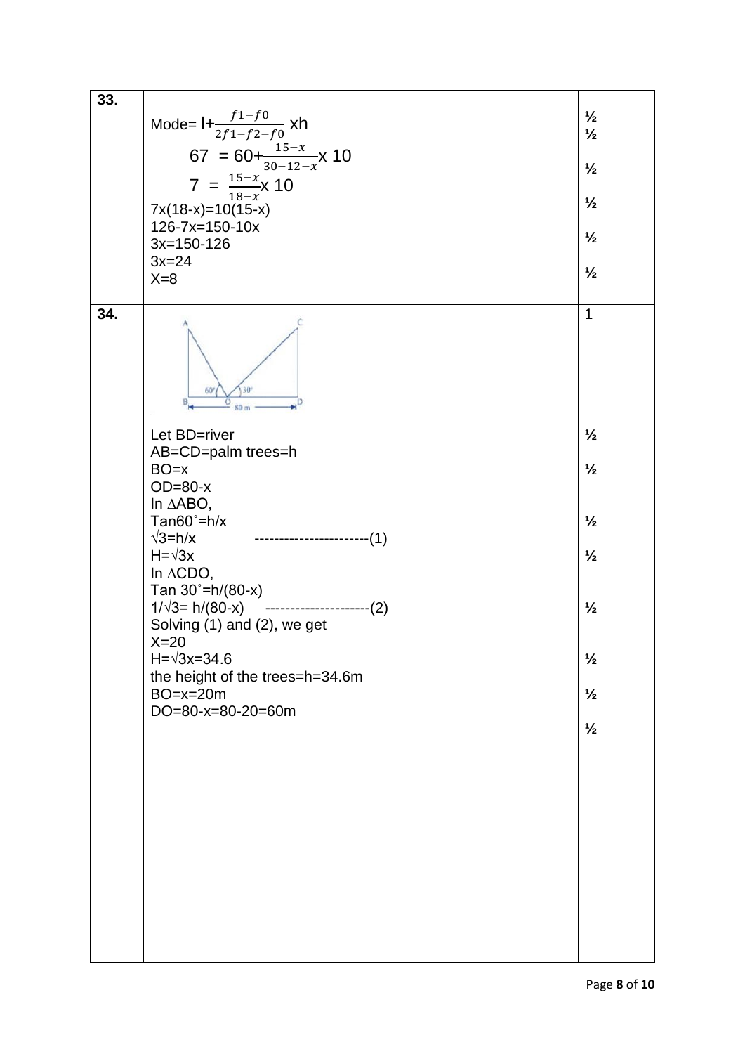| | | |
|---|---|---|
| **33.** | Mode= $l+\frac{f1-f0}{2f1-f2-f0}$ xh<br>$67 = 60+\frac{15-x}{30-12-x}$x 10<br>$7 = \frac{15-x}{18-x}$x 10<br>7x(18-x)=10(15-x)<br>126-7x=150-10x<br>3x=150-126<br>3x=24<br>X=8 | ½<br>½<br>½<br>½<br>½<br>½ |
| **34.** | Let BD=river<br>AB=CD=palm trees=h<br>BO=x<br>OD=80-x<br>In $\Delta$ABO,<br>Tan60˚=h/x<br>$\sqrt{3}$=h/x -----------------------(1)<br>H=$\sqrt{3}$x<br>In $\Delta$CDO,<br>Tan 30˚=h/(80-x)<br>1/$\sqrt{3}$= h/(80-x) ---------------------(2)<br>Solving (1) and (2), we get<br>X=20<br>H=$\sqrt{3}$x=34.6<br>the height of the trees=h=34.6m<br>BO=x=20m<br>DO=80-x=80-20=60m | 1<br>½<br>½<br>½<br>½<br>½<br>½<br>½<br>½ |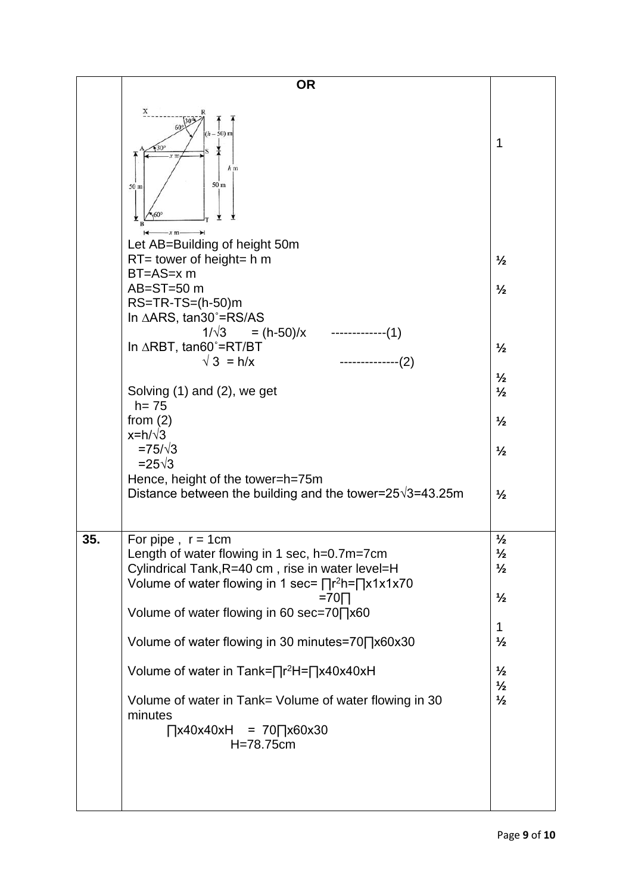| | OR | |
|---|---|---|
| | Let AB=Building of height 50m<br>RT= tower of height= h m<br>BT=AS=x m<br>AB=ST=50 m<br>RS=TR-TS=(h-50)m<br>In $\Delta$ARS, $\tan 30^\circ$=RS/AS<br>$1/\sqrt{3} = (h-50)/x$ -------------(1)<br>In $\Delta$RBT, $\tan 60^\circ$=RT/BT<br>$\sqrt{3} = h/x$ --------------(2)<br><br>Solving (1) and (2), we get<br>h= 75<br>from (2)<br>$x=h/\sqrt{3}$<br>$=75/\sqrt{3}$<br>$=25\sqrt{3}$<br>Hence, height of the tower=h=75m<br>Distance between the building and the tower=$25\sqrt{3}$=43.25m | 1<br><br>½<br><br>½<br><br>½<br><br>½<br>½<br><br>½<br><br>½<br><br>½ |
| 35. | For pipe , r = 1cm<br>Length of water flowing in 1 sec, h=0.7m=7cm<br>Cylindrical Tank,R=40 cm , rise in water level=H<br>Volume of water flowing in 1 sec= $\pi r^2 h = \pi \times 1 \times 1 \times 70$<br>$=70\pi$<br>Volume of water flowing in 60 sec=$70\pi \times 60$<br><br>Volume of water flowing in 30 minutes=$70\pi \times 60 \times 30$<br><br>Volume of water in Tank=$\pi r^2 H = \pi \times 40 \times 40 \times H$<br><br>Volume of water in Tank= Volume of water flowing in 30 minutes<br>$\pi \times 40 \times 40 \times H = 70\pi \times 60 \times 30$<br>H=78.75cm | ½<br>½<br>½<br><br>½<br><br>1<br>½<br><br>½<br>½<br>½ |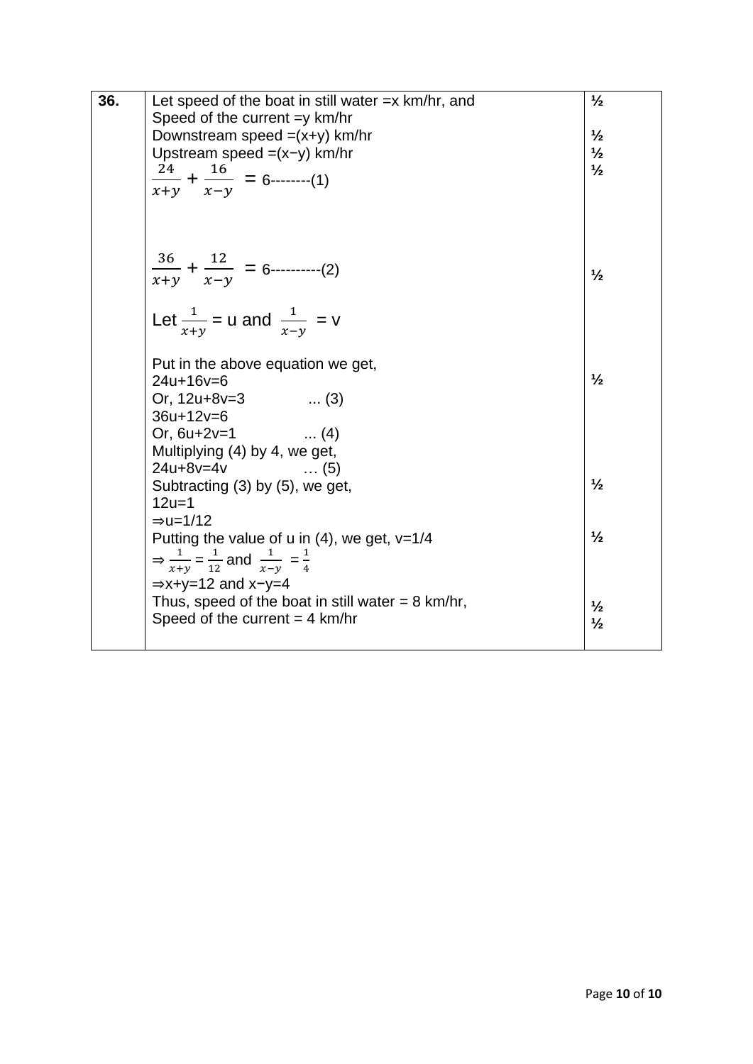| | | |
|---|---|---|
| **36.** | Let speed of the boat in still water =x km/hr, and<br>Speed of the current =y km/hr<br>Downstream speed =(x+y) km/hr<br>Upstream speed =(x−y) km/hr<br>$\frac{24}{x+y} + \frac{16}{x-y} = 6$--------(1)<br><br>$\frac{36}{x+y} + \frac{12}{x-y} = 6$----------(2)<br><br>Let $\frac{1}{x+y}$ = u and $\frac{1}{x-y}$ = v<br><br>Put in the above equation we get,<br>24u+16v=6<br>Or, 12u+8v=3 ... (3)<br>36u+12v=6<br>Or, 6u+2v=1 ... (4)<br>Multiplying (4) by 4, we get,<br>24u+8v=4v ... (5)<br>Subtracting (3) by (5), we get,<br>12u=1<br>⇒u=1/12<br>Putting the value of u in (4), we get, v=1/4<br>$\Rightarrow \frac{1}{x+y} = \frac{1}{12}$ and $\frac{1}{x-y} = \frac{1}{4}$<br>⇒x+y=12 and x−y=4<br>Thus, speed of the boat in still water = 8 km/hr,<br>Speed of the current = 4 km/hr | ½<br><br>½<br>½<br>½<br><br>½<br><br>½<br><br>½<br><br>½<br><br>½<br>½ |